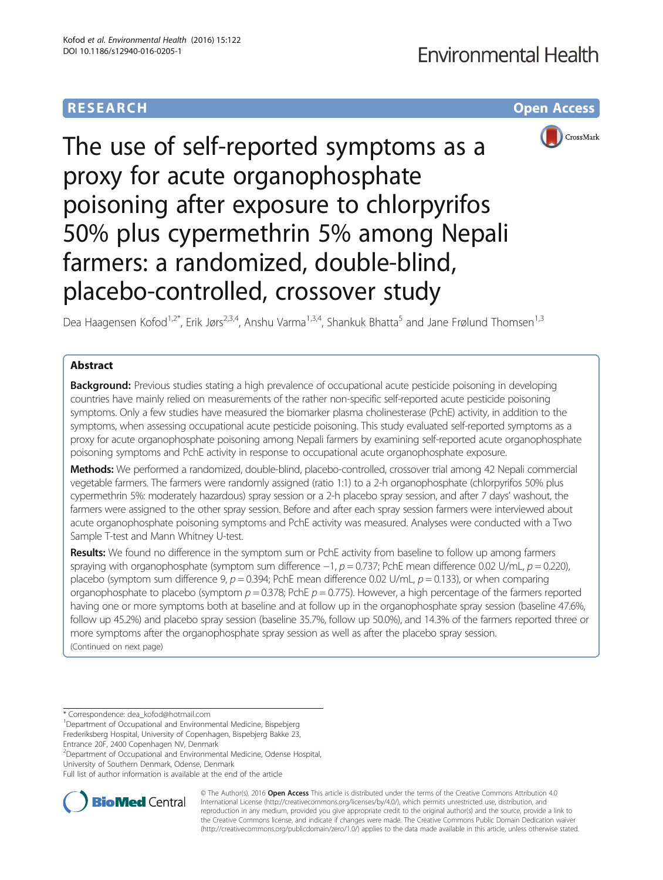# The use of self-reported symptoms as a proxy for acute organophosphate poisoning after exposure to chlorpyrifos 50% plus cypermethrin 5% among Nepali farmers: a randomized, double-blind, placebo-controlled, crossover study

RESEARCH | Open Access

Dea Haagensen Kofod[1,2*], Erik Jørs[2,3,4], Anshu Varma[1,3,4], Shankuk Bhatta[5] and Jane Frølund Thomsen[1,3]

## Abstract

**Background:** Previous studies stating a high prevalence of occupational acute pesticide poisoning in developing countries have mainly relied on measurements of the rather non-specific self-reported acute pesticide poisoning symptoms. Only a few studies have measured the biomarker plasma cholinesterase (PchE) activity, in addition to the symptoms, when assessing occupational acute pesticide poisoning. This study evaluated self-reported symptoms as a proxy for acute organophosphate poisoning among Nepali farmers by examining self-reported acute organophosphate poisoning symptoms and PchE activity in response to occupational acute organophosphate exposure.

**Methods:** We performed a randomized, double-blind, placebo-controlled, crossover trial among 42 Nepali commercial vegetable farmers. The farmers were randomly assigned (ratio 1:1) to a 2-h organophosphate (chlorpyrifos 50% plus cypermethrin 5%: moderately hazardous) spray session or a 2-h placebo spray session, and after 7 days' washout, the farmers were assigned to the other spray session. Before and after each spray session farmers were interviewed about acute organophosphate poisoning symptoms and PchE activity was measured. Analyses were conducted with a Two Sample T-test and Mann Whitney U-test.

**Results:** We found no difference in the symptom sum or PchE activity from baseline to follow up among farmers spraying with organophosphate (symptom sum difference −1, $p = 0.737$; PchE mean difference 0.02 U/mL, $p = 0.220$), placebo (symptom sum difference 9, $p = 0.394$; PchE mean difference 0.02 U/mL, $p = 0.133$), or when comparing organophosphate to placebo (symptom $p = 0.378$; PchE $p = 0.775$). However, a high percentage of the farmers reported having one or more symptoms both at baseline and at follow up in the organophosphate spray session (baseline 47.6%, follow up 45.2%) and placebo spray session (baseline 35.7%, follow up 50.0%), and 14.3% of the farmers reported three or more symptoms after the organophosphate spray session as well as after the placebo spray session.

(Continued on next page)

---

\* Correspondence: dea_kofod@hotmail.com

[1]Department of Occupational and Environmental Medicine, Bispebjerg Frederiksberg Hospital, University of Copenhagen, Bispebjerg Bakke 23, Entrance 20F, 2400 Copenhagen NV, Denmark

[2]Department of Occupational and Environmental Medicine, Odense Hospital, University of Southern Denmark, Odense, Denmark

Full list of author information is available at the end of the article

© The Author(s). 2016 **Open Access** This article is distributed under the terms of the Creative Commons Attribution 4.0 International License (http://creativecommons.org/licenses/by/4.0/), which permits unrestricted use, distribution, and reproduction in any medium, provided you give appropriate credit to the original author(s) and the source, provide a link to the Creative Commons license, and indicate if changes were made. The Creative Commons Public Domain Dedication waiver (http://creativecommons.org/publicdomain/zero/1.0/) applies to the data made available in this article, unless otherwise stated.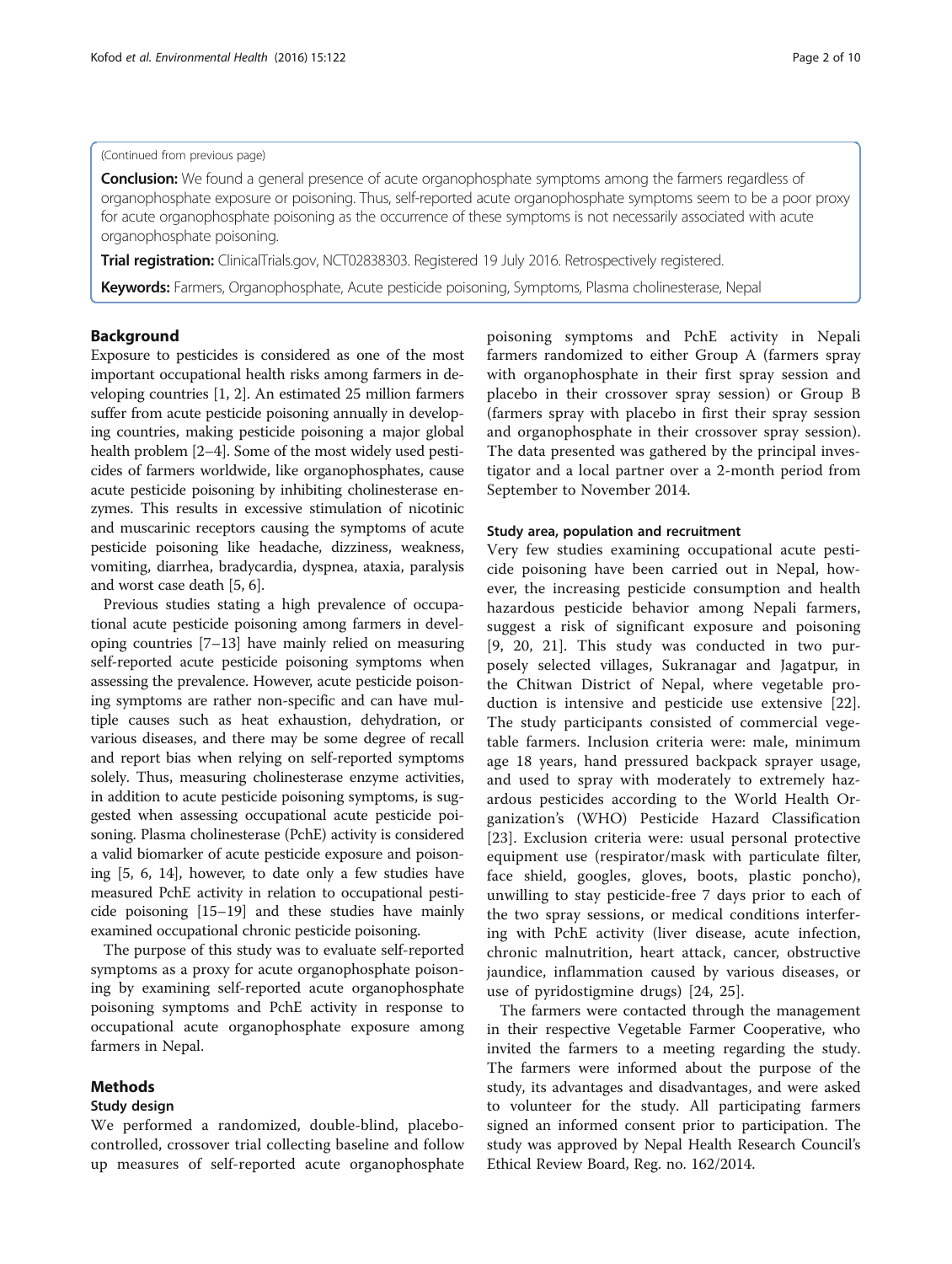(Continued from previous page)

**Conclusion:** We found a general presence of acute organophosphate symptoms among the farmers regardless of organophosphate exposure or poisoning. Thus, self-reported acute organophosphate symptoms seem to be a poor proxy for acute organophosphate poisoning as the occurrence of these symptoms is not necessarily associated with acute organophosphate poisoning.

**Trial registration:** ClinicalTrials.gov, NCT02838303. Registered 19 July 2016. Retrospectively registered.

**Keywords:** Farmers, Organophosphate, Acute pesticide poisoning, Symptoms, Plasma cholinesterase, Nepal

## Background

Exposure to pesticides is considered as one of the most important occupational health risks among farmers in developing countries [1, 2]. An estimated 25 million farmers suffer from acute pesticide poisoning annually in developing countries, making pesticide poisoning a major global health problem [2–4]. Some of the most widely used pesticides of farmers worldwide, like organophosphates, cause acute pesticide poisoning by inhibiting cholinesterase enzymes. This results in excessive stimulation of nicotinic and muscarinic receptors causing the symptoms of acute pesticide poisoning like headache, dizziness, weakness, vomiting, diarrhea, bradycardia, dyspnea, ataxia, paralysis and worst case death [5, 6].

Previous studies stating a high prevalence of occupational acute pesticide poisoning among farmers in developing countries [7–13] have mainly relied on measuring self-reported acute pesticide poisoning symptoms when assessing the prevalence. However, acute pesticide poisoning symptoms are rather non-specific and can have multiple causes such as heat exhaustion, dehydration, or various diseases, and there may be some degree of recall and report bias when relying on self-reported symptoms solely. Thus, measuring cholinesterase enzyme activities, in addition to acute pesticide poisoning symptoms, is suggested when assessing occupational acute pesticide poisoning. Plasma cholinesterase (PchE) activity is considered a valid biomarker of acute pesticide exposure and poisoning [5, 6, 14], however, to date only a few studies have measured PchE activity in relation to occupational pesticide poisoning [15–19] and these studies have mainly examined occupational chronic pesticide poisoning.

The purpose of this study was to evaluate self-reported symptoms as a proxy for acute organophosphate poisoning by examining self-reported acute organophosphate poisoning symptoms and PchE activity in response to occupational acute organophosphate exposure among farmers in Nepal.

## Methods

### Study design

We performed a randomized, double-blind, placebo-controlled, crossover trial collecting baseline and follow up measures of self-reported acute organophosphate poisoning symptoms and PchE activity in Nepali farmers randomized to either Group A (farmers spray with organophosphate in their first spray session and placebo in their crossover spray session) or Group B (farmers spray with placebo in first their spray session and organophosphate in their crossover spray session). The data presented was gathered by the principal investigator and a local partner over a 2-month period from September to November 2014.

### Study area, population and recruitment

Very few studies examining occupational acute pesticide poisoning have been carried out in Nepal, however, the increasing pesticide consumption and health hazardous pesticide behavior among Nepali farmers, suggest a risk of significant exposure and poisoning [9, 20, 21]. This study was conducted in two purposely selected villages, Sukranagar and Jagatpur, in the Chitwan District of Nepal, where vegetable production is intensive and pesticide use extensive [22]. The study participants consisted of commercial vegetable farmers. Inclusion criteria were: male, minimum age 18 years, hand pressured backpack sprayer usage, and used to spray with moderately to extremely hazardous pesticides according to the World Health Organization's (WHO) Pesticide Hazard Classification [23]. Exclusion criteria were: usual personal protective equipment use (respirator/mask with particulate filter, face shield, googles, gloves, boots, plastic poncho), unwilling to stay pesticide-free 7 days prior to each of the two spray sessions, or medical conditions interfering with PchE activity (liver disease, acute infection, chronic malnutrition, heart attack, cancer, obstructive jaundice, inflammation caused by various diseases, or use of pyridostigmine drugs) [24, 25].

The farmers were contacted through the management in their respective Vegetable Farmer Cooperative, who invited the farmers to a meeting regarding the study. The farmers were informed about the purpose of the study, its advantages and disadvantages, and were asked to volunteer for the study. All participating farmers signed an informed consent prior to participation. The study was approved by Nepal Health Research Council's Ethical Review Board, Reg. no. 162/2014.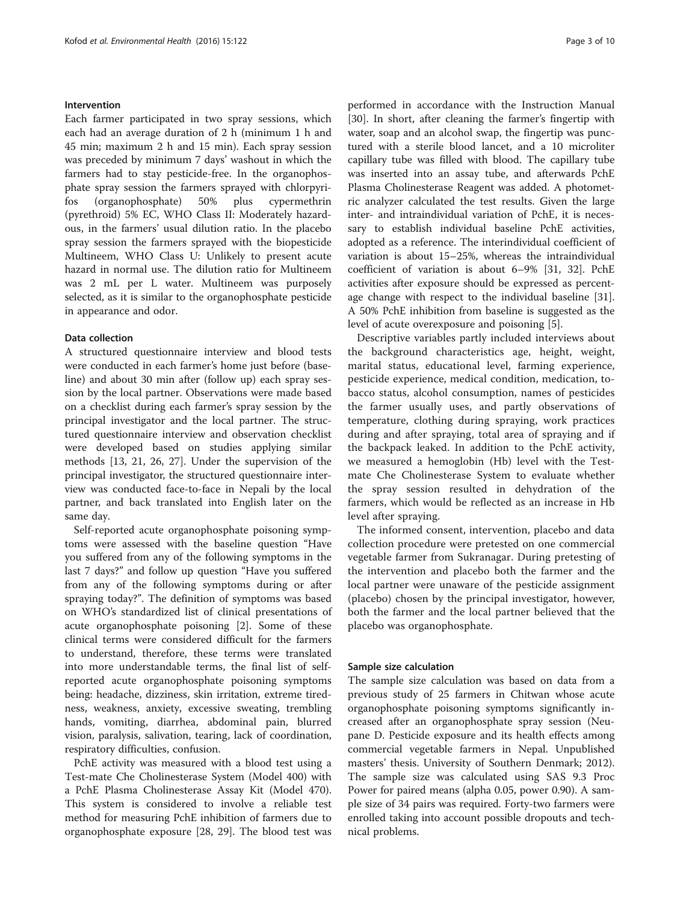### Intervention

Each farmer participated in two spray sessions, which each had an average duration of 2 h (minimum 1 h and 45 min; maximum 2 h and 15 min). Each spray session was preceded by minimum 7 days' washout in which the farmers had to stay pesticide-free. In the organophosphate spray session the farmers sprayed with chlorpyrifos (organophosphate) 50% plus cypermethrin (pyrethroid) 5% EC, WHO Class II: Moderately hazardous, in the farmers' usual dilution ratio. In the placebo spray session the farmers sprayed with the biopesticide Multineem, WHO Class U: Unlikely to present acute hazard in normal use. The dilution ratio for Multineem was 2 mL per L water. Multineem was purposely selected, as it is similar to the organophosphate pesticide in appearance and odor.

### Data collection

A structured questionnaire interview and blood tests were conducted in each farmer's home just before (baseline) and about 30 min after (follow up) each spray session by the local partner. Observations were made based on a checklist during each farmer's spray session by the principal investigator and the local partner. The structured questionnaire interview and observation checklist were developed based on studies applying similar methods [13, 21, 26, 27]. Under the supervision of the principal investigator, the structured questionnaire interview was conducted face-to-face in Nepali by the local partner, and back translated into English later on the same day.

Self-reported acute organophosphate poisoning symptoms were assessed with the baseline question "Have you suffered from any of the following symptoms in the last 7 days?" and follow up question "Have you suffered from any of the following symptoms during or after spraying today?". The definition of symptoms was based on WHO's standardized list of clinical presentations of acute organophosphate poisoning [2]. Some of these clinical terms were considered difficult for the farmers to understand, therefore, these terms were translated into more understandable terms, the final list of self-reported acute organophosphate poisoning symptoms being: headache, dizziness, skin irritation, extreme tiredness, weakness, anxiety, excessive sweating, trembling hands, vomiting, diarrhea, abdominal pain, blurred vision, paralysis, salivation, tearing, lack of coordination, respiratory difficulties, confusion.

PchE activity was measured with a blood test using a Test-mate Che Cholinesterase System (Model 400) with a PchE Plasma Cholinesterase Assay Kit (Model 470). This system is considered to involve a reliable test method for measuring PchE inhibition of farmers due to organophosphate exposure [28, 29]. The blood test was performed in accordance with the Instruction Manual [30]. In short, after cleaning the farmer's fingertip with water, soap and an alcohol swap, the fingertip was punctured with a sterile blood lancet, and a 10 microliter capillary tube was filled with blood. The capillary tube was inserted into an assay tube, and afterwards PchE Plasma Cholinesterase Reagent was added. A photometric analyzer calculated the test results. Given the large inter- and intraindividual variation of PchE, it is necessary to establish individual baseline PchE activities, adopted as a reference. The interindividual coefficient of variation is about 15–25%, whereas the intraindividual coefficient of variation is about 6–9% [31, 32]. PchE activities after exposure should be expressed as percentage change with respect to the individual baseline [31]. A 50% PchE inhibition from baseline is suggested as the level of acute overexposure and poisoning [5].

Descriptive variables partly included interviews about the background characteristics age, height, weight, marital status, educational level, farming experience, pesticide experience, medical condition, medication, tobacco status, alcohol consumption, names of pesticides the farmer usually uses, and partly observations of temperature, clothing during spraying, work practices during and after spraying, total area of spraying and if the backpack leaked. In addition to the PchE activity, we measured a hemoglobin (Hb) level with the Test-mate Che Cholinesterase System to evaluate whether the spray session resulted in dehydration of the farmers, which would be reflected as an increase in Hb level after spraying.

The informed consent, intervention, placebo and data collection procedure were pretested on one commercial vegetable farmer from Sukranagar. During pretesting of the intervention and placebo both the farmer and the local partner were unaware of the pesticide assignment (placebo) chosen by the principal investigator, however, both the farmer and the local partner believed that the placebo was organophosphate.

### Sample size calculation

The sample size calculation was based on data from a previous study of 25 farmers in Chitwan whose acute organophosphate poisoning symptoms significantly increased after an organophosphate spray session (Neupane D. Pesticide exposure and its health effects among commercial vegetable farmers in Nepal. Unpublished masters' thesis. University of Southern Denmark; 2012). The sample size was calculated using SAS 9.3 Proc Power for paired means (alpha 0.05, power 0.90). A sample size of 34 pairs was required. Forty-two farmers were enrolled taking into account possible dropouts and technical problems.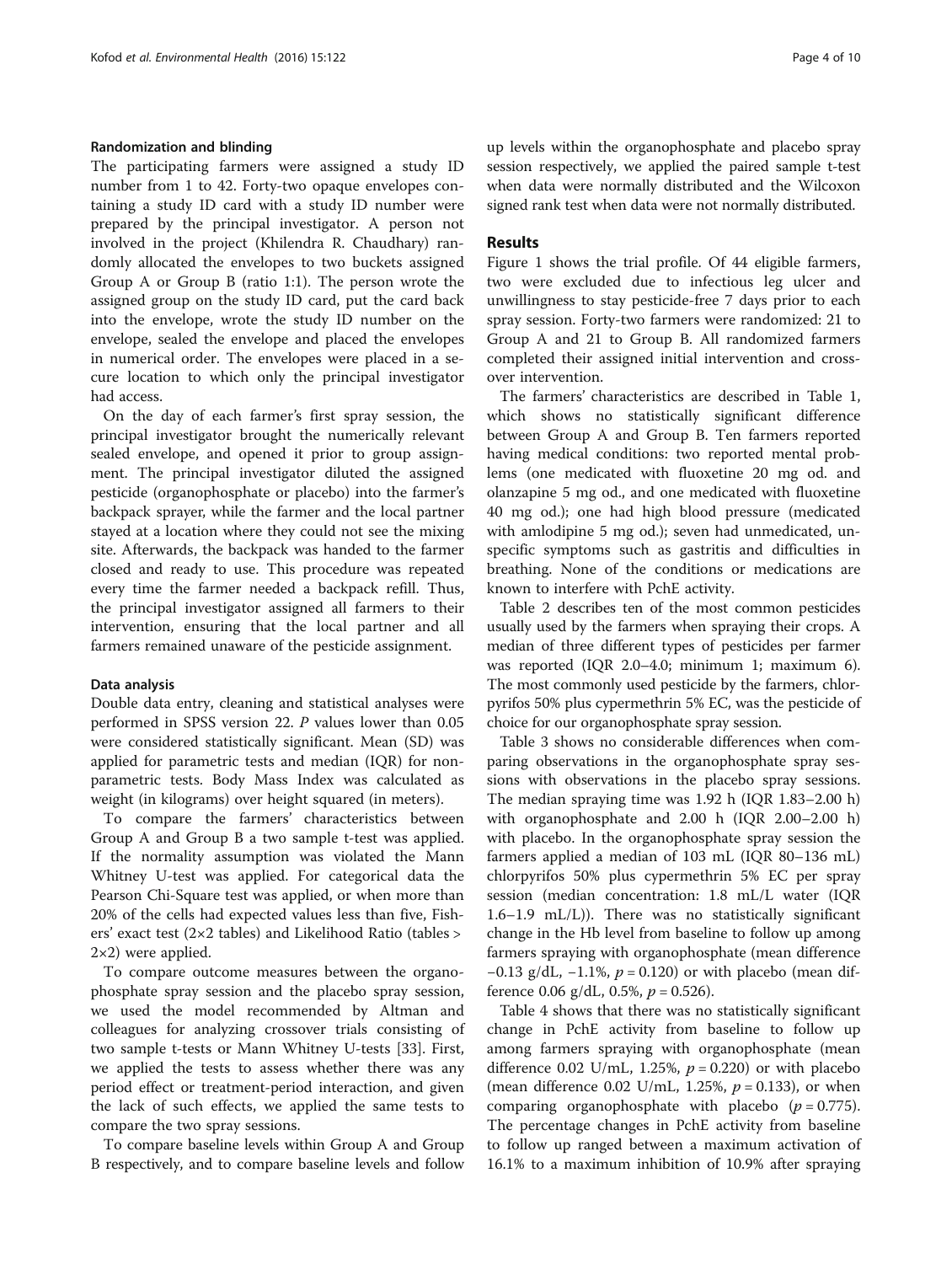#### Randomization and blinding

The participating farmers were assigned a study ID number from 1 to 42. Forty-two opaque envelopes containing a study ID card with a study ID number were prepared by the principal investigator. A person not involved in the project (Khilendra R. Chaudhary) randomly allocated the envelopes to two buckets assigned Group A or Group B (ratio 1:1). The person wrote the assigned group on the study ID card, put the card back into the envelope, wrote the study ID number on the envelope, sealed the envelope and placed the envelopes in numerical order. The envelopes were placed in a secure location to which only the principal investigator had access.

On the day of each farmer's first spray session, the principal investigator brought the numerically relevant sealed envelope, and opened it prior to group assignment. The principal investigator diluted the assigned pesticide (organophosphate or placebo) into the farmer's backpack sprayer, while the farmer and the local partner stayed at a location where they could not see the mixing site. Afterwards, the backpack was handed to the farmer closed and ready to use. This procedure was repeated every time the farmer needed a backpack refill. Thus, the principal investigator assigned all farmers to their intervention, ensuring that the local partner and all farmers remained unaware of the pesticide assignment.

#### Data analysis

Double data entry, cleaning and statistical analyses were performed in SPSS version 22. *P* values lower than 0.05 were considered statistically significant. Mean (SD) was applied for parametric tests and median (IQR) for non-parametric tests. Body Mass Index was calculated as weight (in kilograms) over height squared (in meters).

To compare the farmers' characteristics between Group A and Group B a two sample t-test was applied. If the normality assumption was violated the Mann Whitney U-test was applied. For categorical data the Pearson Chi-Square test was applied, or when more than 20% of the cells had expected values less than five, Fishers' exact test (2×2 tables) and Likelihood Ratio (tables > 2×2) were applied.

To compare outcome measures between the organophosphate spray session and the placebo spray session, we used the model recommended by Altman and colleagues for analyzing crossover trials consisting of two sample t-tests or Mann Whitney U-tests [33]. First, we applied the tests to assess whether there was any period effect or treatment-period interaction, and given the lack of such effects, we applied the same tests to compare the two spray sessions.

To compare baseline levels within Group A and Group B respectively, and to compare baseline levels and follow up levels within the organophosphate and placebo spray session respectively, we applied the paired sample t-test when data were normally distributed and the Wilcoxon signed rank test when data were not normally distributed.

## Results

Figure 1 shows the trial profile. Of 44 eligible farmers, two were excluded due to infectious leg ulcer and unwillingness to stay pesticide-free 7 days prior to each spray session. Forty-two farmers were randomized: 21 to Group A and 21 to Group B. All randomized farmers completed their assigned initial intervention and cross-over intervention.

The farmers' characteristics are described in Table 1, which shows no statistically significant difference between Group A and Group B. Ten farmers reported having medical conditions: two reported mental problems (one medicated with fluoxetine 20 mg od. and olanzapine 5 mg od., and one medicated with fluoxetine 40 mg od.); one had high blood pressure (medicated with amlodipine 5 mg od.); seven had unmedicated, unspecific symptoms such as gastritis and difficulties in breathing. None of the conditions or medications are known to interfere with PchE activity.

Table 2 describes ten of the most common pesticides usually used by the farmers when spraying their crops. A median of three different types of pesticides per farmer was reported (IQR 2.0–4.0; minimum 1; maximum 6). The most commonly used pesticide by the farmers, chlorpyrifos 50% plus cypermethrin 5% EC, was the pesticide of choice for our organophosphate spray session.

Table 3 shows no considerable differences when comparing observations in the organophosphate spray sessions with observations in the placebo spray sessions. The median spraying time was 1.92 h (IQR 1.83–2.00 h) with organophosphate and 2.00 h (IQR 2.00–2.00 h) with placebo. In the organophosphate spray session the farmers applied a median of 103 mL (IQR 80–136 mL) chlorpyrifos 50% plus cypermethrin 5% EC per spray session (median concentration: 1.8 mL/L water (IQR 1.6–1.9 mL/L)). There was no statistically significant change in the Hb level from baseline to follow up among farmers spraying with organophosphate (mean difference −0.13 g/dL, −1.1%, $p = 0.120$) or with placebo (mean difference 0.06 g/dL, 0.5%, $p = 0.526$).

Table 4 shows that there was no statistically significant change in PchE activity from baseline to follow up among farmers spraying with organophosphate (mean difference 0.02 U/mL, 1.25%, $p = 0.220$) or with placebo (mean difference 0.02 U/mL, 1.25%, $p = 0.133$), or when comparing organophosphate with placebo ($p = 0.775$). The percentage changes in PchE activity from baseline to follow up ranged between a maximum activation of 16.1% to a maximum inhibition of 10.9% after spraying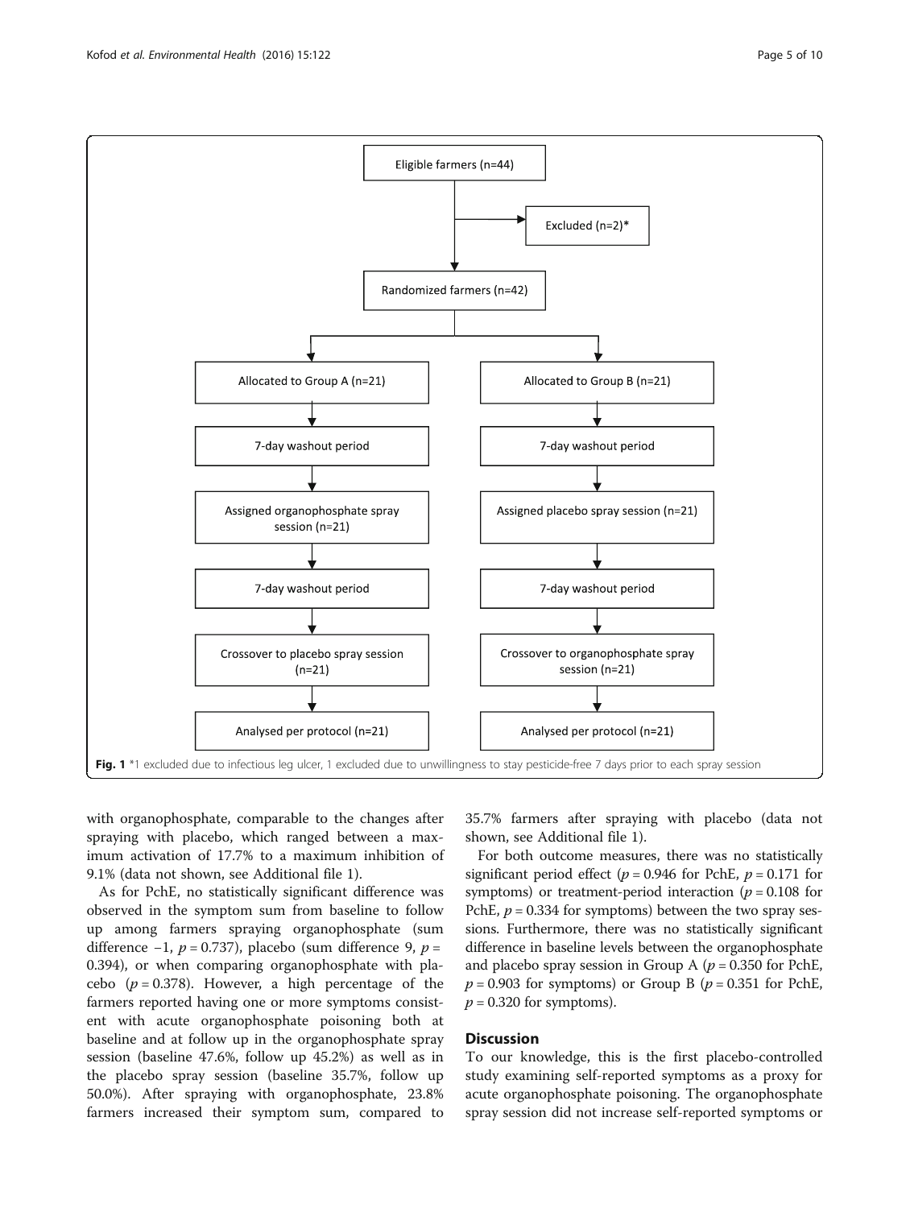Eligible farmers (n=44)

Excluded (n=2)*

Randomized farmers (n=42)

| Group A | Group B |
| --- | --- |
| Allocated to Group A (n=21) | Allocated to Group B (n=21) |
| 7-day washout period | 7-day washout period |
| Assigned organophosphate spray session (n=21) | Assigned placebo spray session (n=21) |
| 7-day washout period | 7-day washout period |
| Crossover to placebo spray session (n=21) | Crossover to organophosphate spray session (n=21) |
| Analysed per protocol (n=21) | Analysed per protocol (n=21) |

**Fig. 1** *1 excluded due to infectious leg ulcer, 1 excluded due to unwillingness to stay pesticide-free 7 days prior to each spray session

with organophosphate, comparable to the changes after spraying with placebo, which ranged between a maximum activation of 17.7% to a maximum inhibition of 9.1% (data not shown, see Additional file 1).

As for PchE, no statistically significant difference was observed in the symptom sum from baseline to follow up among farmers spraying organophosphate (sum difference −1, $p = 0.737$), placebo (sum difference 9, $p = 0.394$), or when comparing organophosphate with placebo ($p = 0.378$). However, a high percentage of the farmers reported having one or more symptoms consistent with acute organophosphate poisoning both at baseline and at follow up in the organophosphate spray session (baseline 47.6%, follow up 45.2%) as well as in the placebo spray session (baseline 35.7%, follow up 50.0%). After spraying with organophosphate, 23.8% farmers increased their symptom sum, compared to 35.7% farmers after spraying with placebo (data not shown, see Additional file 1).

For both outcome measures, there was no statistically significant period effect ($p = 0.946$ for PchE, $p = 0.171$ for symptoms) or treatment-period interaction ($p = 0.108$ for PchE, $p = 0.334$ for symptoms) between the two spray sessions. Furthermore, there was no statistically significant difference in baseline levels between the organophosphate and placebo spray session in Group A ($p = 0.350$ for PchE, $p = 0.903$ for symptoms) or Group B ($p = 0.351$ for PchE, $p = 0.320$ for symptoms).

## Discussion

To our knowledge, this is the first placebo-controlled study examining self-reported symptoms as a proxy for acute organophosphate poisoning. The organophosphate spray session did not increase self-reported symptoms or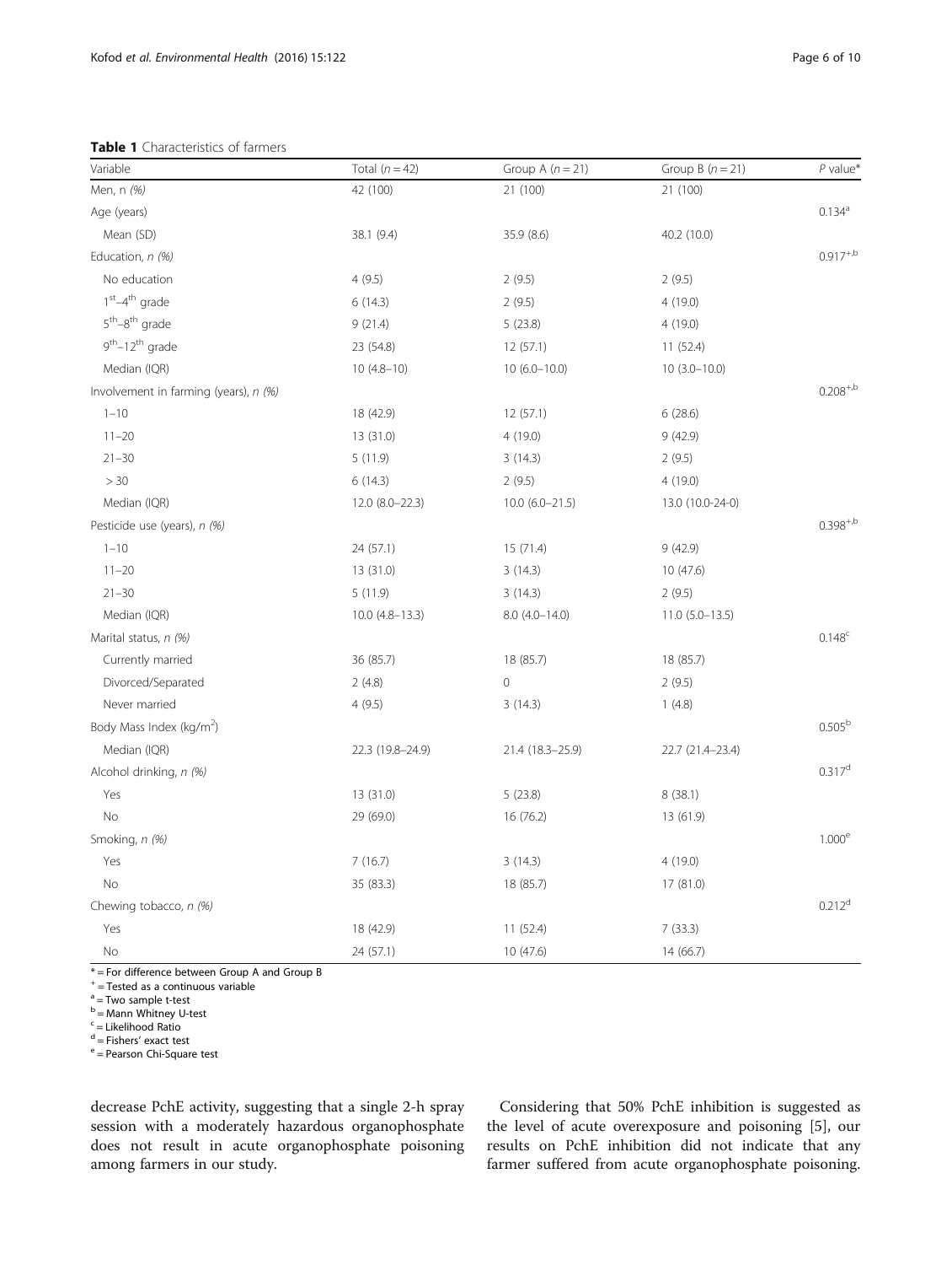**Table 1** Characteristics of farmers

| Variable | Total ($n = 42$) | Group A ($n = 21$) | Group B ($n = 21$) | $P$ value* |
|---|---|---|---|---|
| Men, n (%) | 42 (100) | 21 (100) | 21 (100) | |
| Age (years) | | | | 0.134[a] |
| Mean (SD) | 38.1 (9.4) | 35.9 (8.6) | 40.2 (10.0) | |
| Education, n (%) | | | | 0.917[+,b] |
| No education | 4 (9.5) | 2 (9.5) | 2 (9.5) | |
| 1st–4th grade | 6 (14.3) | 2 (9.5) | 4 (19.0) | |
| 5th–8th grade | 9 (21.4) | 5 (23.8) | 4 (19.0) | |
| 9th–12th grade | 23 (54.8) | 12 (57.1) | 11 (52.4) | |
| Median (IQR) | 10 (4.8–10) | 10 (6.0–10.0) | 10 (3.0–10.0) | |
| Involvement in farming (years), n (%) | | | | 0.208[+,b] |
| 1–10 | 18 (42.9) | 12 (57.1) | 6 (28.6) | |
| 11–20 | 13 (31.0) | 4 (19.0) | 9 (42.9) | |
| 21–30 | 5 (11.9) | 3 (14.3) | 2 (9.5) | |
| > 30 | 6 (14.3) | 2 (9.5) | 4 (19.0) | |
| Median (IQR) | 12.0 (8.0–22.3) | 10.0 (6.0–21.5) | 13.0 (10.0-24-0) | |
| Pesticide use (years), n (%) | | | | 0.398[+,b] |
| 1–10 | 24 (57.1) | 15 (71.4) | 9 (42.9) | |
| 11–20 | 13 (31.0) | 3 (14.3) | 10 (47.6) | |
| 21–30 | 5 (11.9) | 3 (14.3) | 2 (9.5) | |
| Median (IQR) | 10.0 (4.8–13.3) | 8.0 (4.0–14.0) | 11.0 (5.0–13.5) | |
| Marital status, n (%) | | | | 0.148[c] |
| Currently married | 36 (85.7) | 18 (85.7) | 18 (85.7) | |
| Divorced/Separated | 2 (4.8) | 0 | 2 (9.5) | |
| Never married | 4 (9.5) | 3 (14.3) | 1 (4.8) | |
| Body Mass Index (kg/m$^2$) | | | | 0.505[b] |
| Median (IQR) | 22.3 (19.8–24.9) | 21.4 (18.3–25.9) | 22.7 (21.4–23.4) | |
| Alcohol drinking, n (%) | | | | 0.317[d] |
| Yes | 13 (31.0) | 5 (23.8) | 8 (38.1) | |
| No | 29 (69.0) | 16 (76.2) | 13 (61.9) | |
| Smoking, n (%) | | | | 1.000[e] |
| Yes | 7 (16.7) | 3 (14.3) | 4 (19.0) | |
| No | 35 (83.3) | 18 (85.7) | 17 (81.0) | |
| Chewing tobacco, n (%) | | | | 0.212[d] |
| Yes | 18 (42.9) | 11 (52.4) | 7 (33.3) | |
| No | 24 (57.1) | 10 (47.6) | 14 (66.7) | |

* = For difference between Group A and Group B
[+] = Tested as a continuous variable
[a] = Two sample t-test
[b] = Mann Whitney U-test
[c] = Likelihood Ratio
[d] = Fishers' exact test
[e] = Pearson Chi-Square test

decrease PchE activity, suggesting that a single 2-h spray session with a moderately hazardous organophosphate does not result in acute organophosphate poisoning among farmers in our study.

Considering that 50% PchE inhibition is suggested as the level of acute overexposure and poisoning [5], our results on PchE inhibition did not indicate that any farmer suffered from acute organophosphate poisoning.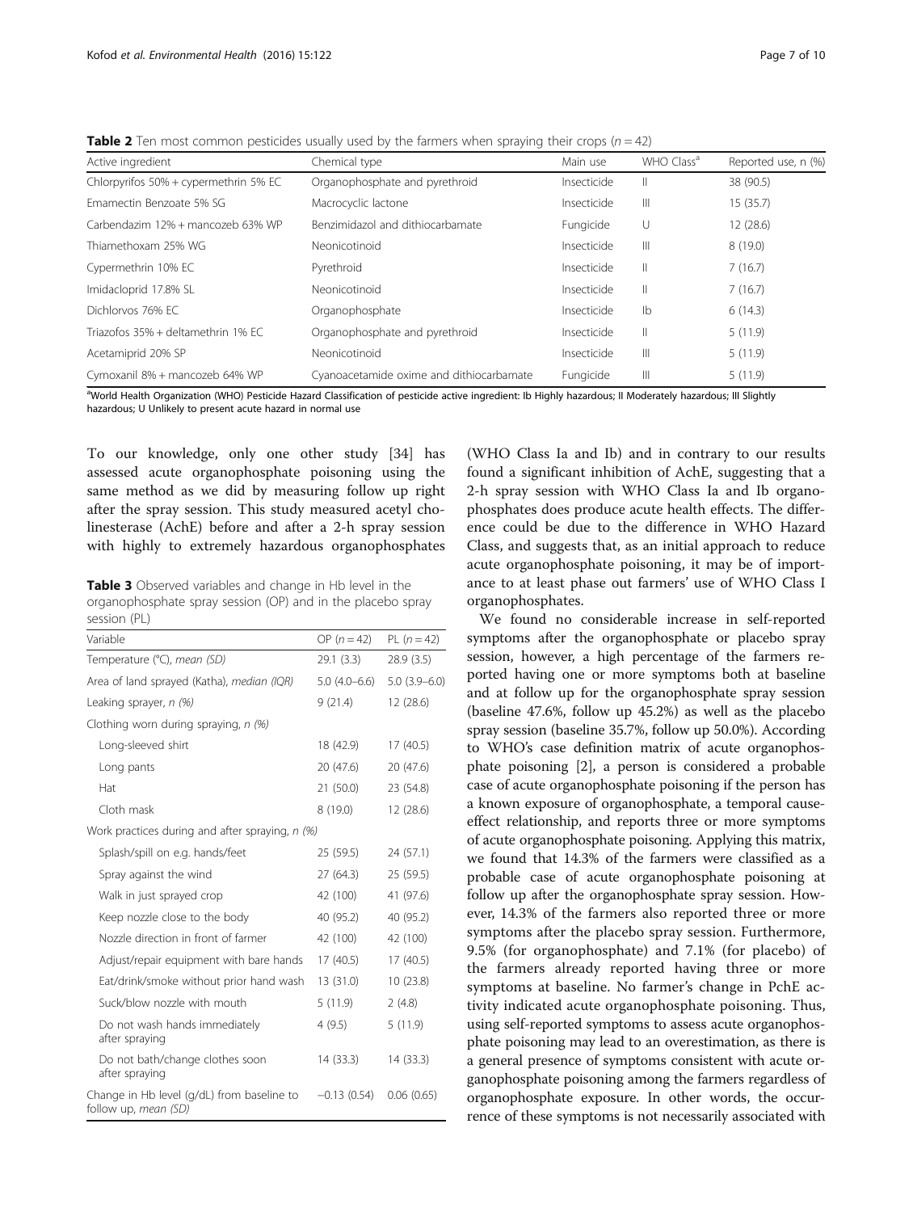**Table 2** Ten most common pesticides usually used by the farmers when spraying their crops ($n = 42$)

| Active ingredient | Chemical type | Main use | WHO Class[a] | Reported use, n (%) |
|---|---|---|---|---|
| Chlorpyrifos 50% + cypermethrin 5% EC | Organophosphate and pyrethroid | Insecticide | II | 38 (90.5) |
| Emamectin Benzoate 5% SG | Macrocyclic lactone | Insecticide | III | 15 (35.7) |
| Carbendazim 12% + mancozeb 63% WP | Benzimidazol and dithiocarbamate | Fungicide | U | 12 (28.6) |
| Thiamethoxam 25% WG | Neonicotinoid | Insecticide | III | 8 (19.0) |
| Cypermethrin 10% EC | Pyrethroid | Insecticide | II | 7 (16.7) |
| Imidacloprid 17.8% SL | Neonicotinoid | Insecticide | II | 7 (16.7) |
| Dichlorvos 76% EC | Organophosphate | Insecticide | Ib | 6 (14.3) |
| Triazofos 35% + deltamethrin 1% EC | Organophosphate and pyrethroid | Insecticide | II | 5 (11.9) |
| Acetamiprid 20% SP | Neonicotinoid | Insecticide | III | 5 (11.9) |
| Cymoxanil 8% + mancozeb 64% WP | Cyanoacetamide oxime and dithiocarbamate | Fungicide | III | 5 (11.9) |

[a]World Health Organization (WHO) Pesticide Hazard Classification of pesticide active ingredient: Ib Highly hazardous; II Moderately hazardous; III Slightly hazardous; U Unlikely to present acute hazard in normal use

To our knowledge, only one other study [34] has assessed acute organophosphate poisoning using the same method as we did by measuring follow up right after the spray session. This study measured acetyl cholinesterase (AchE) before and after a 2-h spray session with highly to extremely hazardous organophosphates (WHO Class Ia and Ib) and in contrary to our results found a significant inhibition of AchE, suggesting that a 2-h spray session with WHO Class Ia and Ib organophosphates does produce acute health effects. The difference could be due to the difference in WHO Hazard Class, and suggests that, as an initial approach to reduce acute organophosphate poisoning, it may be of importance to at least phase out farmers' use of WHO Class I organophosphates.

**Table 3** Observed variables and change in Hb level in the organophosphate spray session (OP) and in the placebo spray session (PL)

| Variable | OP ($n = 42$) | PL ($n = 42$) |
|---|---|---|
| Temperature (°C), *mean (SD)* | 29.1 (3.3) | 28.9 (3.5) |
| Area of land sprayed (Katha), *median (IQR)* | 5.0 (4.0–6.6) | 5.0 (3.9–6.0) |
| Leaking sprayer, *n (%)* | 9 (21.4) | 12 (28.6) |
| Clothing worn during spraying, *n (%)* | | |
| Long-sleeved shirt | 18 (42.9) | 17 (40.5) |
| Long pants | 20 (47.6) | 20 (47.6) |
| Hat | 21 (50.0) | 23 (54.8) |
| Cloth mask | 8 (19.0) | 12 (28.6) |
| Work practices during and after spraying, *n (%)* | | |
| Splash/spill on e.g. hands/feet | 25 (59.5) | 24 (57.1) |
| Spray against the wind | 27 (64.3) | 25 (59.5) |
| Walk in just sprayed crop | 42 (100) | 41 (97.6) |
| Keep nozzle close to the body | 40 (95.2) | 40 (95.2) |
| Nozzle direction in front of farmer | 42 (100) | 42 (100) |
| Adjust/repair equipment with bare hands | 17 (40.5) | 17 (40.5) |
| Eat/drink/smoke without prior hand wash | 13 (31.0) | 10 (23.8) |
| Suck/blow nozzle with mouth | 5 (11.9) | 2 (4.8) |
| Do not wash hands immediately after spraying | 4 (9.5) | 5 (11.9) |
| Do not bath/change clothes soon after spraying | 14 (33.3) | 14 (33.3) |
| Change in Hb level (g/dL) from baseline to follow up, *mean (SD)* | −0.13 (0.54) | 0.06 (0.65) |

We found no considerable increase in self-reported symptoms after the organophosphate or placebo spray session, however, a high percentage of the farmers reported having one or more symptoms both at baseline and at follow up for the organophosphate spray session (baseline 47.6%, follow up 45.2%) as well as the placebo spray session (baseline 35.7%, follow up 50.0%). According to WHO's case definition matrix of acute organophosphate poisoning [2], a person is considered a probable case of acute organophosphate poisoning if the person has a known exposure of organophosphate, a temporal cause-effect relationship, and reports three or more symptoms of acute organophosphate poisoning. Applying this matrix, we found that 14.3% of the farmers were classified as a probable case of acute organophosphate poisoning at follow up after the organophosphate spray session. However, 14.3% of the farmers also reported three or more symptoms after the placebo spray session. Furthermore, 9.5% (for organophosphate) and 7.1% (for placebo) of the farmers already reported having three or more symptoms at baseline. No farmer's change in PchE activity indicated acute organophosphate poisoning. Thus, using self-reported symptoms to assess acute organophosphate poisoning may lead to an overestimation, as there is a general presence of symptoms consistent with acute organophosphate poisoning among the farmers regardless of organophosphate exposure. In other words, the occurrence of these symptoms is not necessarily associated with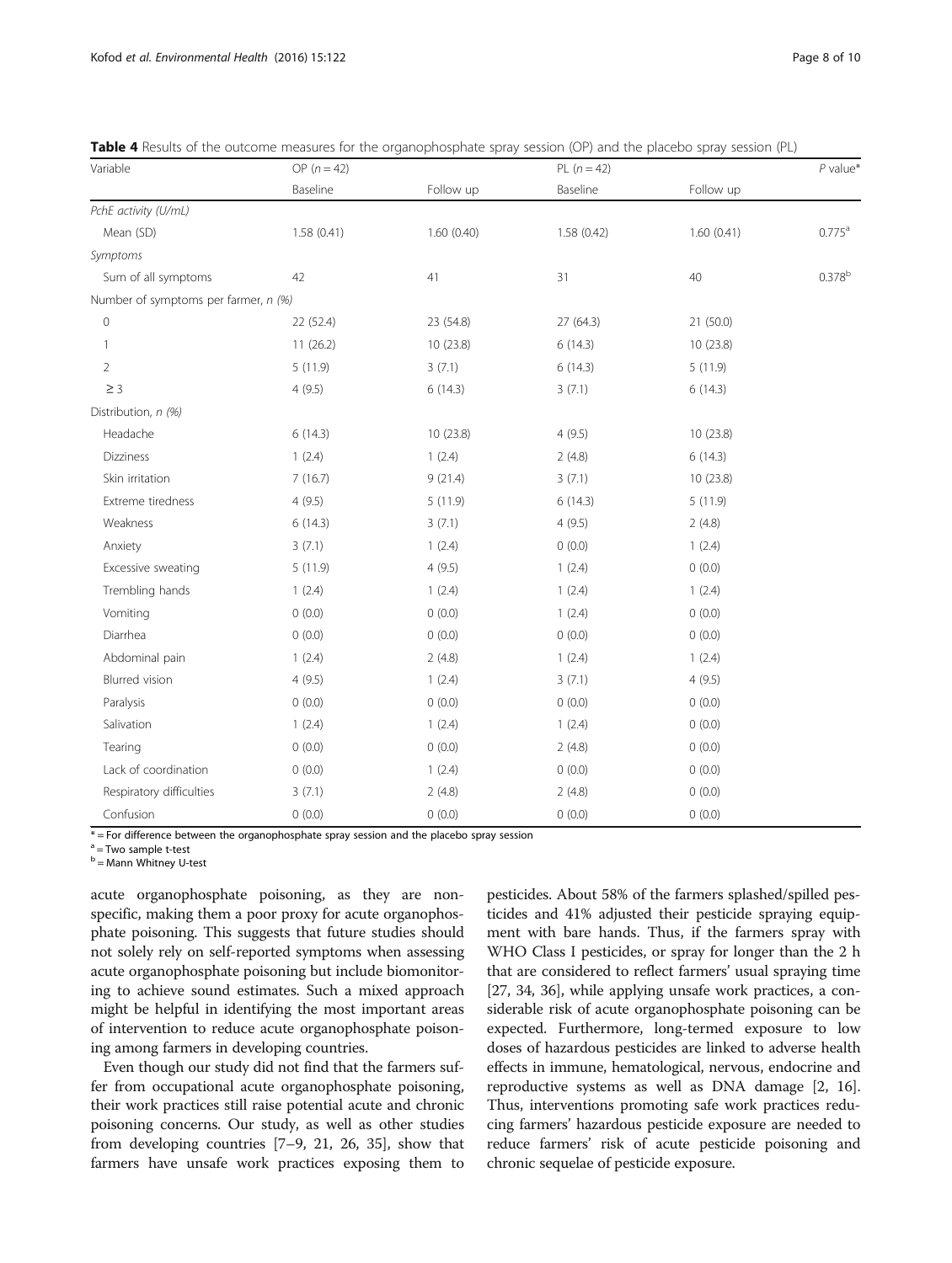**Table 4** Results of the outcome measures for the organophosphate spray session (OP) and the placebo spray session (PL)

| Variable | OP (*n* = 42) | | PL (*n* = 42) | | *P* value* |
|---|---|---|---|---|---|
| | Baseline | Follow up | Baseline | Follow up | |
| *PchE activity (U/mL)* | | | | | |
| Mean (SD) | 1.58 (0.41) | 1.60 (0.40) | 1.58 (0.42) | 1.60 (0.41) | 0.775[a] |
| *Symptoms* | | | | | |
| Sum of all symptoms | 42 | 41 | 31 | 40 | 0.378[b] |
| Number of symptoms per farmer, *n* (%) | | | | | |
| 0 | 22 (52.4) | 23 (54.8) | 27 (64.3) | 21 (50.0) | |
| 1 | 11 (26.2) | 10 (23.8) | 6 (14.3) | 10 (23.8) | |
| 2 | 5 (11.9) | 3 (7.1) | 6 (14.3) | 5 (11.9) | |
| ≥ 3 | 4 (9.5) | 6 (14.3) | 3 (7.1) | 6 (14.3) | |
| Distribution, *n* (%) | | | | | |
| Headache | 6 (14.3) | 10 (23.8) | 4 (9.5) | 10 (23.8) | |
| Dizziness | 1 (2.4) | 1 (2.4) | 2 (4.8) | 6 (14.3) | |
| Skin irritation | 7 (16.7) | 9 (21.4) | 3 (7.1) | 10 (23.8) | |
| Extreme tiredness | 4 (9.5) | 5 (11.9) | 6 (14.3) | 5 (11.9) | |
| Weakness | 6 (14.3) | 3 (7.1) | 4 (9.5) | 2 (4.8) | |
| Anxiety | 3 (7.1) | 1 (2.4) | 0 (0.0) | 1 (2.4) | |
| Excessive sweating | 5 (11.9) | 4 (9.5) | 1 (2.4) | 0 (0.0) | |
| Trembling hands | 1 (2.4) | 1 (2.4) | 1 (2.4) | 1 (2.4) | |
| Vomiting | 0 (0.0) | 0 (0.0) | 1 (2.4) | 0 (0.0) | |
| Diarrhea | 0 (0.0) | 0 (0.0) | 0 (0.0) | 0 (0.0) | |
| Abdominal pain | 1 (2.4) | 2 (4.8) | 1 (2.4) | 1 (2.4) | |
| Blurred vision | 4 (9.5) | 1 (2.4) | 3 (7.1) | 4 (9.5) | |
| Paralysis | 0 (0.0) | 0 (0.0) | 0 (0.0) | 0 (0.0) | |
| Salivation | 1 (2.4) | 1 (2.4) | 1 (2.4) | 0 (0.0) | |
| Tearing | 0 (0.0) | 0 (0.0) | 2 (4.8) | 0 (0.0) | |
| Lack of coordination | 0 (0.0) | 1 (2.4) | 0 (0.0) | 0 (0.0) | |
| Respiratory difficulties | 3 (7.1) | 2 (4.8) | 2 (4.8) | 0 (0.0) | |
| Confusion | 0 (0.0) | 0 (0.0) | 0 (0.0) | 0 (0.0) | |

* = For difference between the organophosphate spray session and the placebo spray session
[a] = Two sample t-test
[b] = Mann Whitney U-test

acute organophosphate poisoning, as they are non-specific, making them a poor proxy for acute organophosphate poisoning. This suggests that future studies should not solely rely on self-reported symptoms when assessing acute organophosphate poisoning but include biomonitoring to achieve sound estimates. Such a mixed approach might be helpful in identifying the most important areas of intervention to reduce acute organophosphate poisoning among farmers in developing countries.

Even though our study did not find that the farmers suffer from occupational acute organophosphate poisoning, their work practices still raise potential acute and chronic poisoning concerns. Our study, as well as other studies from developing countries [7–9, 21, 26, 35], show that farmers have unsafe work practices exposing them to pesticides. About 58% of the farmers splashed/spilled pesticides and 41% adjusted their pesticide spraying equipment with bare hands. Thus, if the farmers spray with WHO Class I pesticides, or spray for longer than the 2 h that are considered to reflect farmers' usual spraying time [27, 34, 36], while applying unsafe work practices, a considerable risk of acute organophosphate poisoning can be expected. Furthermore, long-termed exposure to low doses of hazardous pesticides are linked to adverse health effects in immune, hematological, nervous, endocrine and reproductive systems as well as DNA damage [2, 16]. Thus, interventions promoting safe work practices reducing farmers' hazardous pesticide exposure are needed to reduce farmers' risk of acute pesticide poisoning and chronic sequelae of pesticide exposure.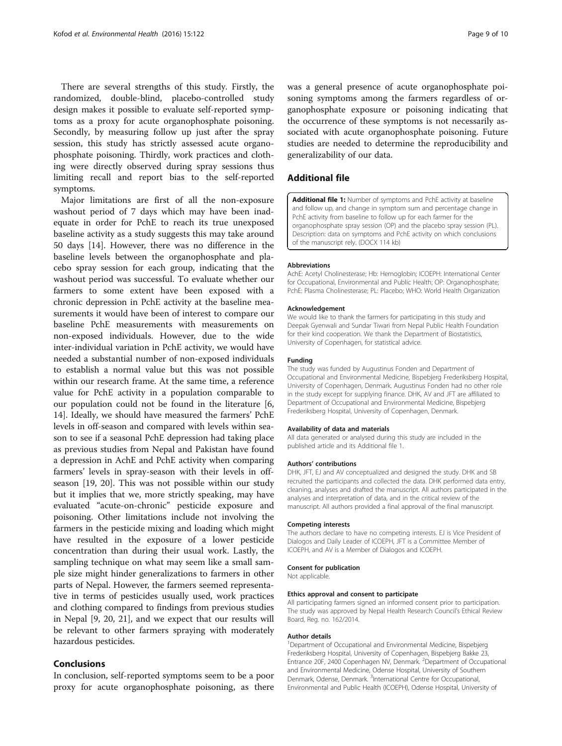There are several strengths of this study. Firstly, the randomized, double-blind, placebo-controlled study design makes it possible to evaluate self-reported symptoms as a proxy for acute organophosphate poisoning. Secondly, by measuring follow up just after the spray session, this study has strictly assessed acute organophosphate poisoning. Thirdly, work practices and clothing were directly observed during spray sessions thus limiting recall and report bias to the self-reported symptoms.

Major limitations are first of all the non-exposure washout period of 7 days which may have been inadequate in order for PchE to reach its true unexposed baseline activity as a study suggests this may take around 50 days [14]. However, there was no difference in the baseline levels between the organophosphate and placebo spray session for each group, indicating that the washout period was successful. To evaluate whether our farmers to some extent have been exposed with a chronic depression in PchE activity at the baseline measurements it would have been of interest to compare our baseline PchE measurements with measurements on non-exposed individuals. However, due to the wide inter-individual variation in PchE activity, we would have needed a substantial number of non-exposed individuals to establish a normal value but this was not possible within our research frame. At the same time, a reference value for PchE activity in a population comparable to our population could not be found in the literature [6, 14]. Ideally, we should have measured the farmers' PchE levels in off-season and compared with levels within season to see if a seasonal PchE depression had taking place as previous studies from Nepal and Pakistan have found a depression in AchE and PchE activity when comparing farmers' levels in spray-season with their levels in off-season [19, 20]. This was not possible within our study but it implies that we, more strictly speaking, may have evaluated "acute-on-chronic" pesticide exposure and poisoning. Other limitations include not involving the farmers in the pesticide mixing and loading which might have resulted in the exposure of a lower pesticide concentration than during their usual work. Lastly, the sampling technique on what may seem like a small sample size might hinder generalizations to farmers in other parts of Nepal. However, the farmers seemed representative in terms of pesticides usually used, work practices and clothing compared to findings from previous studies in Nepal [9, 20, 21], and we expect that our results will be relevant to other farmers spraying with moderately hazardous pesticides.

## Conclusions

In conclusion, self-reported symptoms seem to be a poor proxy for acute organophosphate poisoning, as there was a general presence of acute organophosphate poisoning symptoms among the farmers regardless of organophosphate exposure or poisoning indicating that the occurrence of these symptoms is not necessarily associated with acute organophosphate poisoning. Future studies are needed to determine the reproducibility and generalizability of our data.

## Additional file

**Additional file 1:** Number of symptoms and PchE activity at baseline and follow up, and change in symptom sum and percentage change in PchE activity from baseline to follow up for each farmer for the organophosphate spray session (OP) and the placebo spray session (PL). Description: data on symptoms and PchE activity on which conclusions of the manuscript rely. (DOCX 114 kb)

#### Abbreviations

AchE: Acetyl Cholinesterase; Hb: Hemoglobin; ICOEPH: International Center for Occupational, Environmental and Public Health; OP: Organophosphate; PchE: Plasma Cholinesterase; PL: Placebo; WHO: World Health Organization

#### Acknowledgement

We would like to thank the farmers for participating in this study and Deepak Gyenwali and Sundar Tiwari from Nepal Public Health Foundation for their kind cooperation. We thank the Department of Biostatistics, University of Copenhagen, for statistical advice.

#### Funding

The study was funded by Augustinus Fonden and Department of Occupational and Environmental Medicine, Bispebjerg Frederiksberg Hospital, University of Copenhagen, Denmark. Augustinus Fonden had no other role in the study except for supplying finance. DHK, AV and JFT are affiliated to Department of Occupational and Environmental Medicine, Bispebjerg Frederiksberg Hospital, University of Copenhagen, Denmark.

#### Availability of data and materials

All data generated or analysed during this study are included in the published article and its Additional file 1.

#### Authors' contributions

DHK, JFT, EJ and AV conceptualized and designed the study. DHK and SB recruited the participants and collected the data. DHK performed data entry, cleaning, analyses and drafted the manuscript. All authors participated in the analyses and interpretation of data, and in the critical review of the manuscript. All authors provided a final approval of the final manuscript.

#### Competing interests

The authors declare to have no competing interests. EJ is Vice President of Dialogos and Daily Leader of ICOEPH, JFT is a Committee Member of ICOEPH, and AV is a Member of Dialogos and ICOEPH.

#### Consent for publication

Not applicable.

#### Ethics approval and consent to participate

All participating farmers signed an informed consent prior to participation. The study was approved by Nepal Health Research Council's Ethical Review Board, Reg. no. 162/2014.

#### Author details

[1]Department of Occupational and Environmental Medicine, Bispebjerg Frederiksberg Hospital, University of Copenhagen, Bispebjerg Bakke 23, Entrance 20F, 2400 Copenhagen NV, Denmark. [2]Department of Occupational and Environmental Medicine, Odense Hospital, University of Southern Denmark, Odense, Denmark. [3]International Centre for Occupational, Environmental and Public Health (ICOEPH), Odense Hospital, University of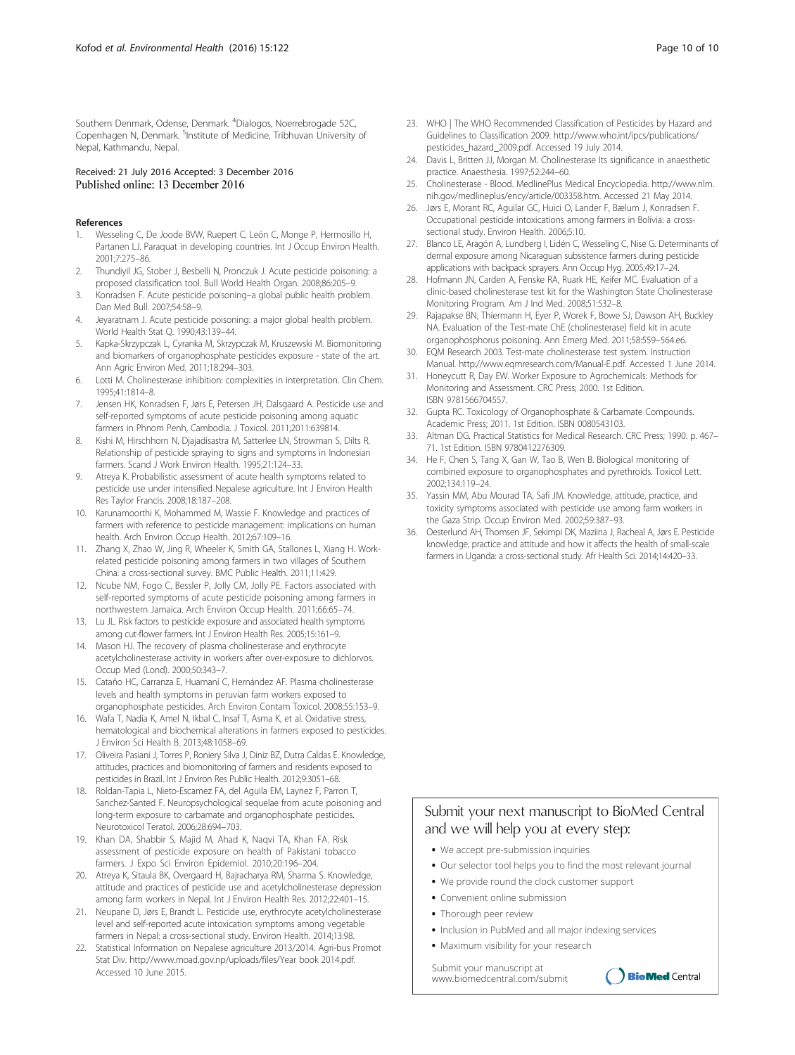Southern Denmark, Odense, Denmark. [4]Dialogos, Noerrebrogade 52C, Copenhagen N, Denmark. [5]Institute of Medicine, Tribhuvan University of Nepal, Kathmandu, Nepal.

Received: 21 July 2016 Accepted: 3 December 2016
Published online: 13 December 2016

## References

1. Wesseling C, De Joode BVW, Ruepert C, León C, Monge P, Hermosillo H, Partanen LJ. Paraquat in developing countries. Int J Occup Environ Health. 2001;7:275–86.
2. Thundiyil JG, Stober J, Besbelli N, Pronczuk J. Acute pesticide poisoning: a proposed classification tool. Bull World Health Organ. 2008;86:205–9.
3. Konradsen F. Acute pesticide poisoning–a global public health problem. Dan Med Bull. 2007;54:58–9.
4. Jeyaratnam J. Acute pesticide poisoning: a major global health problem. World Health Stat Q. 1990;43:139–44.
5. Kapka-Skrzypczak L, Cyranka M, Skrzypczak M, Kruszewski M. Biomonitoring and biomarkers of organophosphate pesticides exposure - state of the art. Ann Agric Environ Med. 2011;18:294–303.
6. Lotti M. Cholinesterase inhibition: complexities in interpretation. Clin Chem. 1995;41:1814–8.
7. Jensen HK, Konradsen F, Jørs E, Petersen JH, Dalsgaard A. Pesticide use and self-reported symptoms of acute pesticide poisoning among aquatic farmers in Phnom Penh, Cambodia. J Toxicol. 2011;2011:639814.
8. Kishi M, Hirschhorn N, Djajadisastra M, Satterlee LN, Strowman S, Dilts R. Relationship of pesticide spraying to signs and symptoms in Indonesian farmers. Scand J Work Environ Health. 1995;21:124–33.
9. Atreya K. Probabilistic assessment of acute health symptoms related to pesticide use under intensified Nepalese agriculture. Int J Environ Health Res Taylor Francis. 2008;18:187–208.
10. Karunamoorthi K, Mohammed M, Wassie F. Knowledge and practices of farmers with reference to pesticide management: implications on human health. Arch Environ Occup Health. 2012;67:109–16.
11. Zhang X, Zhao W, Jing R, Wheeler K, Smith GA, Stallones L, Xiang H. Work-related pesticide poisoning among farmers in two villages of Southern China: a cross-sectional survey. BMC Public Health. 2011;11:429.
12. Ncube NM, Fogo C, Bessler P, Jolly CM, Jolly PE. Factors associated with self-reported symptoms of acute pesticide poisoning among farmers in northwestern Jamaica. Arch Environ Occup Health. 2011;66:65–74.
13. Lu JL. Risk factors to pesticide exposure and associated health symptoms among cut-flower farmers. Int J Environ Health Res. 2005;15:161–9.
14. Mason HJ. The recovery of plasma cholinesterase and erythrocyte acetylcholinesterase activity in workers after over-exposure to dichlorvos. Occup Med (Lond). 2000;50:343–7.
15. Cataño HC, Carranza E, Huamaní C, Hernández AF. Plasma cholinesterase levels and health symptoms in peruvian farm workers exposed to organophosphate pesticides. Arch Environ Contam Toxicol. 2008;55:153–9.
16. Wafa T, Nadia K, Amel N, Ikbal C, Insaf T, Asma K, et al. Oxidative stress, hematological and biochemical alterations in farmers exposed to pesticides. J Environ Sci Health B. 2013;48:1058–69.
17. Oliveira Pasiani J, Torres P, Roniery Silva J, Diniz BZ, Dutra Caldas E. Knowledge, attitudes, practices and biomonitoring of farmers and residents exposed to pesticides in Brazil. Int J Environ Res Public Health. 2012;9:3051–68.
18. Roldan-Tapia L, Nieto-Escamez FA, del Aguila EM, Laynez F, Parron T, Sanchez-Santed F. Neuropsychological sequelae from acute poisoning and long-term exposure to carbamate and organophosphate pesticides. Neurotoxicol Teratol. 2006;28:694–703.
19. Khan DA, Shabbir S, Majid M, Ahad K, Naqvi TA, Khan FA. Risk assessment of pesticide exposure on health of Pakistani tobacco farmers. J Expo Sci Environ Epidemiol. 2010;20:196–204.
20. Atreya K, Sitaula BK, Overgaard H, Bajracharya RM, Sharma S. Knowledge, attitude and practices of pesticide use and acetylcholinesterase depression among farm workers in Nepal. Int J Environ Health Res. 2012;22:401–15.
21. Neupane D, Jørs E, Brandt L. Pesticide use, erythrocyte acetylcholinesterase level and self-reported acute intoxication symptoms among vegetable farmers in Nepal: a cross-sectional study. Environ Health. 2014;13:98.
22. Statistical Information on Nepalese agriculture 2013/2014. Agri-bus Promot Stat Div. http://www.moad.gov.np/uploads/files/Year book 2014.pdf. Accessed 10 June 2015.
23. WHO | The WHO Recommended Classification of Pesticides by Hazard and Guidelines to Classification 2009. http://www.who.int/ipcs/publications/pesticides_hazard_2009.pdf. Accessed 19 July 2014.
24. Davis L, Britten JJ, Morgan M. Cholinesterase Its significance in anaesthetic practice. Anaesthesia. 1997;52:244–60.
25. Cholinesterase - Blood. MedlinePlus Medical Encyclopedia. http://www.nlm.nih.gov/medlineplus/ency/article/003358.htm. Accessed 21 May 2014.
26. Jørs E, Morant RC, Aguilar GC, Huici O, Lander F, Bælum J, Konradsen F. Occupational pesticide intoxications among farmers in Bolivia: a cross-sectional study. Environ Health. 2006;5:10.
27. Blanco LE, Aragón A, Lundberg I, Lidén C, Wesseling C, Nise G. Determinants of dermal exposure among Nicaraguan subsistence farmers during pesticide applications with backpack sprayers. Ann Occup Hyg. 2005;49:17–24.
28. Hofmann JN, Carden A, Fenske RA, Ruark HE, Keifer MC. Evaluation of a clinic-based cholinesterase test kit for the Washington State Cholinesterase Monitoring Program. Am J Ind Med. 2008;51:532–8.
29. Rajapakse BN, Thiermann H, Eyer P, Worek F, Bowe SJ, Dawson AH, Buckley NA. Evaluation of the Test-mate ChE (cholinesterase) field kit in acute organophosphorus poisoning. Ann Emerg Med. 2011;58:559–564.e6.
30. EQM Research 2003. Test-mate cholinesterase test system. Instruction Manual. http://www.eqmresearch.com/Manual-E.pdf. Accessed 1 June 2014.
31. Honeycutt R, Day EW. Worker Exposure to Agrochemicals: Methods for Monitoring and Assessment. CRC Press; 2000. 1st Edition. ISBN 9781566704557.
32. Gupta RC. Toxicology of Organophosphate & Carbamate Compounds. Academic Press; 2011. 1st Edition. ISBN 0080543103.
33. Altman DG. Practical Statistics for Medical Research. CRC Press; 1990. p. 467–71. 1st Edition. ISBN 9780412276309.
34. He F, Chen S, Tang X, Gan W, Tao B, Wen B. Biological monitoring of combined exposure to organophosphates and pyrethroids. Toxicol Lett. 2002;134:119–24.
35. Yassin MM, Abu Mourad TA, Safi JM. Knowledge, attitude, practice, and toxicity symptoms associated with pesticide use among farm workers in the Gaza Strip. Occup Environ Med. 2002;59:387–93.
36. Oesterlund AH, Thomsen JF, Sekimpi DK, Maziina J, Racheal A, Jørs E. Pesticide knowledge, practice and attitude and how it affects the health of small-scale farmers in Uganda: a cross-sectional study. Afr Health Sci. 2014;14:420–33.

Submit your next manuscript to BioMed Central and we will help you at every step:

- We accept pre-submission inquiries
- Our selector tool helps you to find the most relevant journal
- We provide round the clock customer support
- Convenient online submission
- Thorough peer review
- Inclusion in PubMed and all major indexing services
- Maximum visibility for your research

Submit your manuscript at
www.biomedcentral.com/submit

BioMed Central